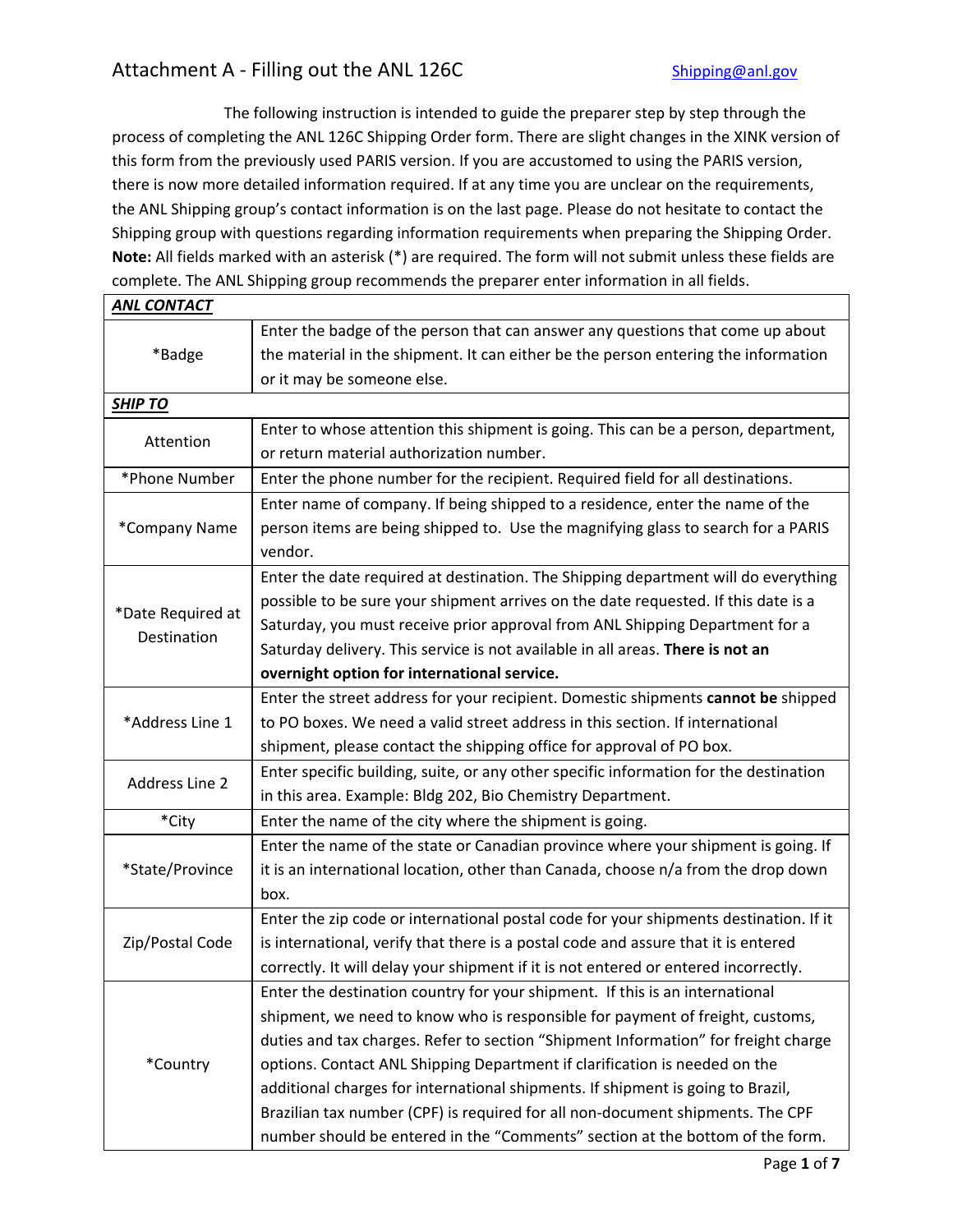# Attachment A - Filling out the ANL 126C

Shipping@anl.gov

The following instruction is intended to guide the preparer step by step through the process of completing the ANL 126C Shipping Order form. There are slight changes in the XINK version of this form from the previously used PARIS version. If you are accustomed to using the PARIS version, there is now more detailed information required. If at any time you are unclear on the requirements, the ANL Shipping group's contact information is on the last page. Please do not hesitate to contact the Shipping group with questions regarding information requirements when preparing the Shipping Order. **Note:** All fields marked with an asterisk (*) are required. The form will not submit unless these fields are complete. The ANL Shipping group recommends the preparer enter information in all fields.

| ***ANL CONTACT*** | |
|---|---|
| *Badge | Enter the badge of the person that can answer any questions that come up about the material in the shipment. It can either be the person entering the information or it may be someone else. |
| ***SHIP TO*** | |
| Attention | Enter to whose attention this shipment is going. This can be a person, department, or return material authorization number. |
| *Phone Number | Enter the phone number for the recipient. Required field for all destinations. |
| *Company Name | Enter name of company. If being shipped to a residence, enter the name of the person items are being shipped to. Use the magnifying glass to search for a PARIS vendor. |
| *Date Required at Destination | Enter the date required at destination. The Shipping department will do everything possible to be sure your shipment arrives on the date requested. If this date is a Saturday, you must receive prior approval from ANL Shipping Department for a Saturday delivery. This service is not available in all areas. **There is not an overnight option for international service.** |
| *Address Line 1 | Enter the street address for your recipient. Domestic shipments **cannot be** shipped to PO boxes. We need a valid street address in this section. If international shipment, please contact the shipping office for approval of PO box. |
| Address Line 2 | Enter specific building, suite, or any other specific information for the destination in this area. Example: Bldg 202, Bio Chemistry Department. |
| *City | Enter the name of the city where the shipment is going. |
| *State/Province | Enter the name of the state or Canadian province where your shipment is going. If it is an international location, other than Canada, choose n/a from the drop down box. |
| Zip/Postal Code | Enter the zip code or international postal code for your shipments destination. If it is international, verify that there is a postal code and assure that it is entered correctly. It will delay your shipment if it is not entered or entered incorrectly. |
| *Country | Enter the destination country for your shipment. If this is an international shipment, we need to know who is responsible for payment of freight, customs, duties and tax charges. Refer to section "Shipment Information" for freight charge options. Contact ANL Shipping Department if clarification is needed on the additional charges for international shipments. If shipment is going to Brazil, Brazilian tax number (CPF) is required for all non-document shipments. The CPF number should be entered in the "Comments" section at the bottom of the form. |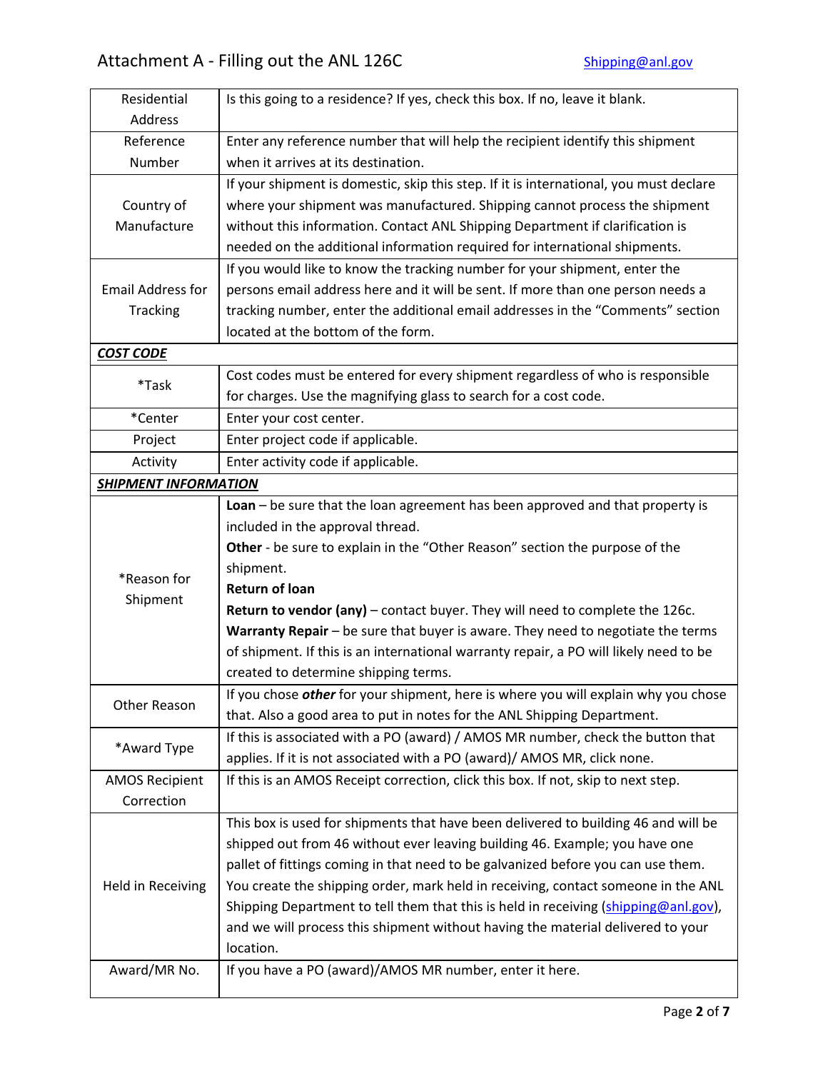| | |
|---|---|
| Residential Address | Is this going to a residence? If yes, check this box. If no, leave it blank. |
| Reference Number | Enter any reference number that will help the recipient identify this shipment when it arrives at its destination. |
| Country of Manufacture | If your shipment is domestic, skip this step. If it is international, you must declare where your shipment was manufactured. Shipping cannot process the shipment without this information. Contact ANL Shipping Department if clarification is needed on the additional information required for international shipments. |
| Email Address for Tracking | If you would like to know the tracking number for your shipment, enter the persons email address here and it will be sent. If more than one person needs a tracking number, enter the additional email addresses in the "Comments" section located at the bottom of the form. |
| ***COST CODE*** | |
| *Task | Cost codes must be entered for every shipment regardless of who is responsible for charges. Use the magnifying glass to search for a cost code. |
| *Center | Enter your cost center. |
| Project | Enter project code if applicable. |
| Activity | Enter activity code if applicable. |
| ***SHIPMENT INFORMATION*** | |
| *Reason for Shipment | **Loan** – be sure that the loan agreement has been approved and that property is included in the approval thread.<br>**Other** - be sure to explain in the "Other Reason" section the purpose of the shipment.<br>**Return of loan**<br>**Return to vendor (any)** – contact buyer. They will need to complete the 126c.<br>**Warranty Repair** – be sure that buyer is aware. They need to negotiate the terms of shipment. If this is an international warranty repair, a PO will likely need to be created to determine shipping terms. |
| Other Reason | If you chose ***other*** for your shipment, here is where you will explain why you chose that. Also a good area to put in notes for the ANL Shipping Department. |
| *Award Type | If this is associated with a PO (award) / AMOS MR number, check the button that applies. If it is not associated with a PO (award)/ AMOS MR, click none. |
| AMOS Recipient Correction | If this is an AMOS Receipt correction, click this box. If not, skip to next step. |
| Held in Receiving | This box is used for shipments that have been delivered to building 46 and will be shipped out from 46 without ever leaving building 46. Example; you have one pallet of fittings coming in that need to be galvanized before you can use them. You create the shipping order, mark held in receiving, contact someone in the ANL Shipping Department to tell them that this is held in receiving (shipping@anl.gov), and we will process this shipment without having the material delivered to your location. |
| Award/MR No. | If you have a PO (award)/AMOS MR number, enter it here. |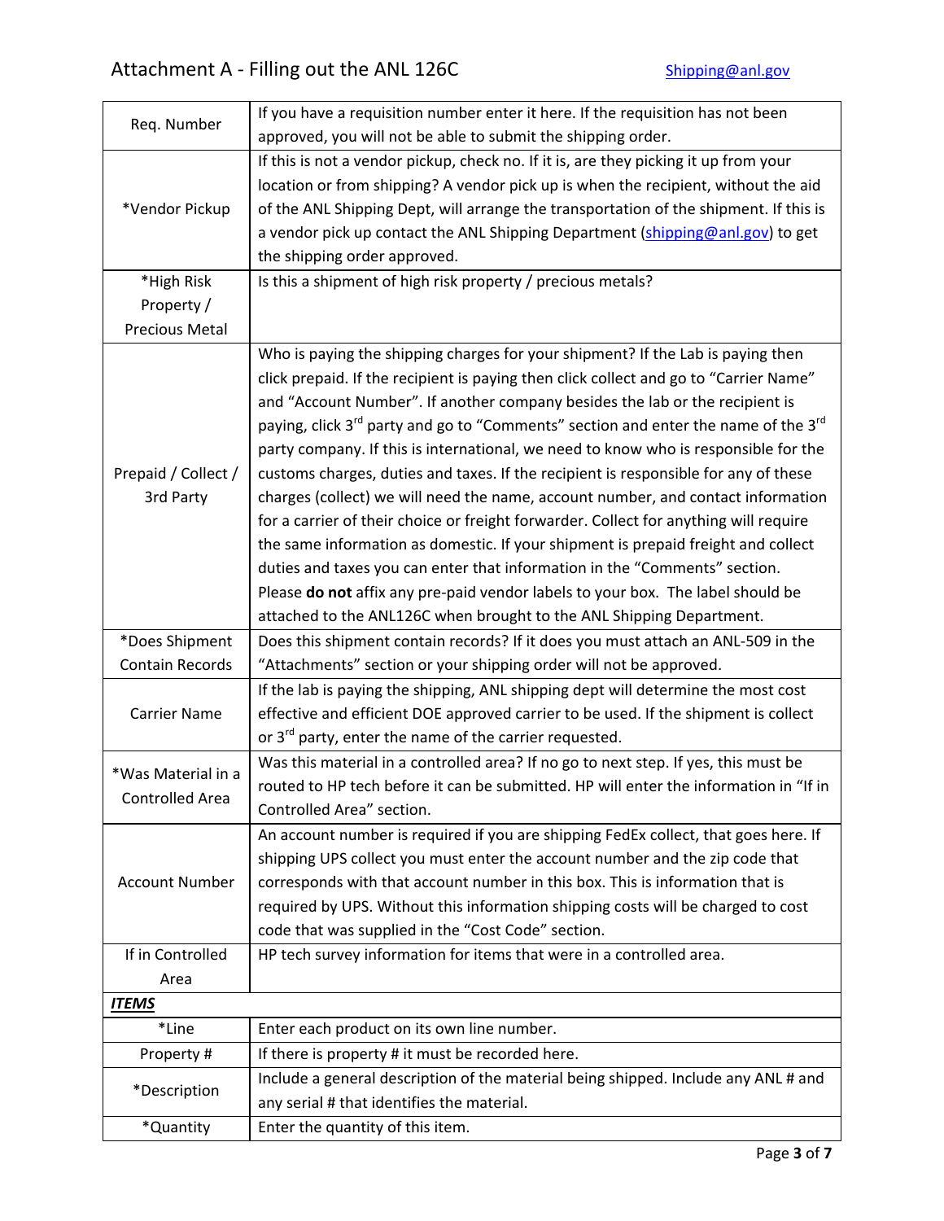# Attachment A - Filling out the ANL 126C

Shipping@anl.gov

| Field | Instructions |
|---|---|
| Req. Number | If you have a requisition number enter it here. If the requisition has not been approved, you will not be able to submit the shipping order. |
| *Vendor Pickup | If this is not a vendor pickup, check no. If it is, are they picking it up from your location or from shipping? A vendor pick up is when the recipient, without the aid of the ANL Shipping Dept, will arrange the transportation of the shipment. If this is a vendor pick up contact the ANL Shipping Department (shipping@anl.gov) to get the shipping order approved. |
| *High Risk Property / Precious Metal | Is this a shipment of high risk property / precious metals? |
| Prepaid / Collect / 3rd Party | Who is paying the shipping charges for your shipment? If the Lab is paying then click prepaid. If the recipient is paying then click collect and go to “Carrier Name” and “Account Number”. If another company besides the lab or the recipient is paying, click 3rd party and go to “Comments” section and enter the name of the 3rd party company. If this is international, we need to know who is responsible for the customs charges, duties and taxes. If the recipient is responsible for any of these charges (collect) we will need the name, account number, and contact information for a carrier of their choice or freight forwarder. Collect for anything will require the same information as domestic. If your shipment is prepaid freight and collect duties and taxes you can enter that information in the “Comments” section. Please **do not** affix any pre-paid vendor labels to your box. The label should be attached to the ANL126C when brought to the ANL Shipping Department. |
| *Does Shipment Contain Records | Does this shipment contain records? If it does you must attach an ANL-509 in the “Attachments” section or your shipping order will not be approved. |
| Carrier Name | If the lab is paying the shipping, ANL shipping dept will determine the most cost effective and efficient DOE approved carrier to be used. If the shipment is collect or 3rd party, enter the name of the carrier requested. |
| *Was Material in a Controlled Area | Was this material in a controlled area? If no go to next step. If yes, this must be routed to HP tech before it can be submitted. HP will enter the information in “If in Controlled Area” section. |
| Account Number | An account number is required if you are shipping FedEx collect, that goes here. If shipping UPS collect you must enter the account number and the zip code that corresponds with that account number in this box. This is information that is required by UPS. Without this information shipping costs will be charged to cost code that was supplied in the “Cost Code” section. |
| If in Controlled Area | HP tech survey information for items that were in a controlled area. |
| ***ITEMS*** | |
| *Line | Enter each product on its own line number. |
| Property # | If there is property # it must be recorded here. |
| *Description | Include a general description of the material being shipped. Include any ANL # and any serial # that identifies the material. |
| *Quantity | Enter the quantity of this item. |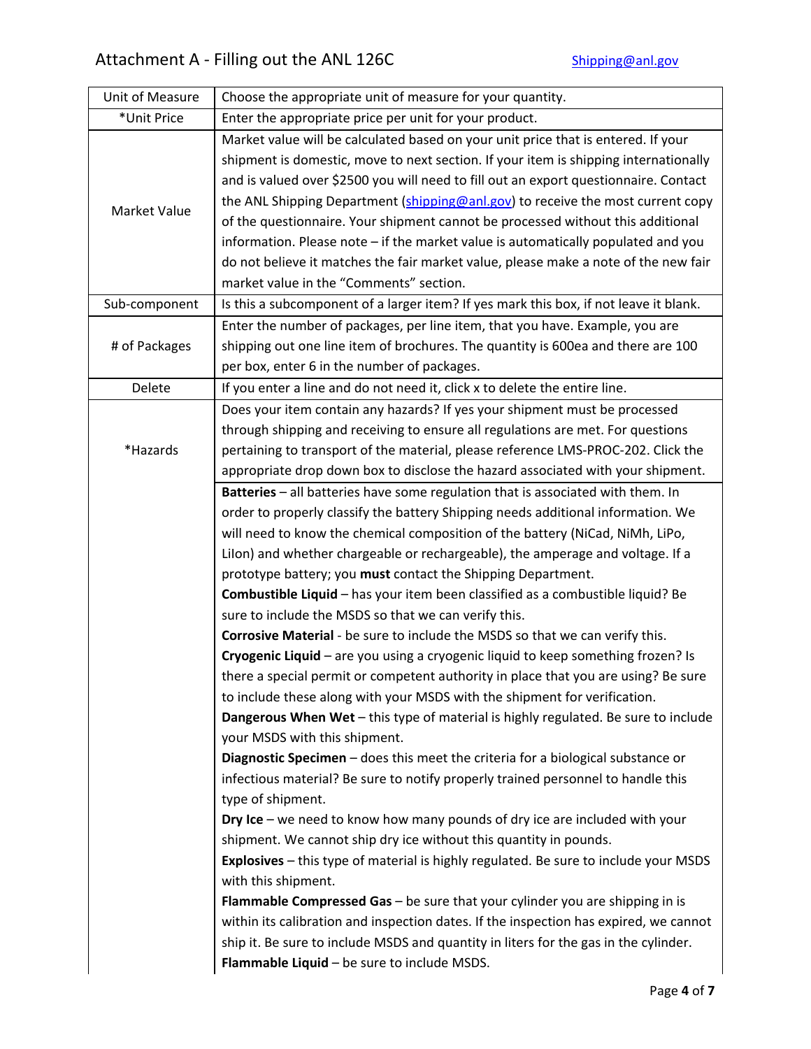| Unit of Measure | Choose the appropriate unit of measure for your quantity. |
|---|---|
| *Unit Price | Enter the appropriate price per unit for your product. |
| Market Value | Market value will be calculated based on your unit price that is entered. If your shipment is domestic, move to next section. If your item is shipping internationally and is valued over $2500 you will need to fill out an export questionnaire. Contact the ANL Shipping Department (shipping@anl.gov) to receive the most current copy of the questionnaire. Your shipment cannot be processed without this additional information. Please note – if the market value is automatically populated and you do not believe it matches the fair market value, please make a note of the new fair market value in the "Comments" section. |
| Sub-component | Is this a subcomponent of a larger item? If yes mark this box, if not leave it blank. |
| # of Packages | Enter the number of packages, per line item, that you have. Example, you are shipping out one line item of brochures. The quantity is 600ea and there are 100 per box, enter 6 in the number of packages. |
| Delete | If you enter a line and do not need it, click x to delete the entire line. |
| *Hazards | Does your item contain any hazards? If yes your shipment must be processed through shipping and receiving to ensure all regulations are met. For questions pertaining to transport of the material, please reference LMS-PROC-202. Click the appropriate drop down box to disclose the hazard associated with your shipment. |
| | **Batteries** – all batteries have some regulation that is associated with them. In order to properly classify the battery Shipping needs additional information. We will need to know the chemical composition of the battery (NiCad, NiMh, LiPo, LiIon) and whether chargeable or rechargeable), the amperage and voltage. If a prototype battery; you **must** contact the Shipping Department.<br>**Combustible Liquid** – has your item been classified as a combustible liquid? Be sure to include the MSDS so that we can verify this.<br>**Corrosive Material** - be sure to include the MSDS so that we can verify this.<br>**Cryogenic Liquid** – are you using a cryogenic liquid to keep something frozen? Is there a special permit or competent authority in place that you are using? Be sure to include these along with your MSDS with the shipment for verification.<br>**Dangerous When Wet** – this type of material is highly regulated. Be sure to include your MSDS with this shipment.<br>**Diagnostic Specimen** – does this meet the criteria for a biological substance or infectious material? Be sure to notify properly trained personnel to handle this type of shipment.<br>**Dry Ice** – we need to know how many pounds of dry ice are included with your shipment. We cannot ship dry ice without this quantity in pounds.<br>**Explosives** – this type of material is highly regulated. Be sure to include your MSDS with this shipment.<br>**Flammable Compressed Gas** – be sure that your cylinder you are shipping in is within its calibration and inspection dates. If the inspection has expired, we cannot ship it. Be sure to include MSDS and quantity in liters for the gas in the cylinder.<br>**Flammable Liquid** – be sure to include MSDS. |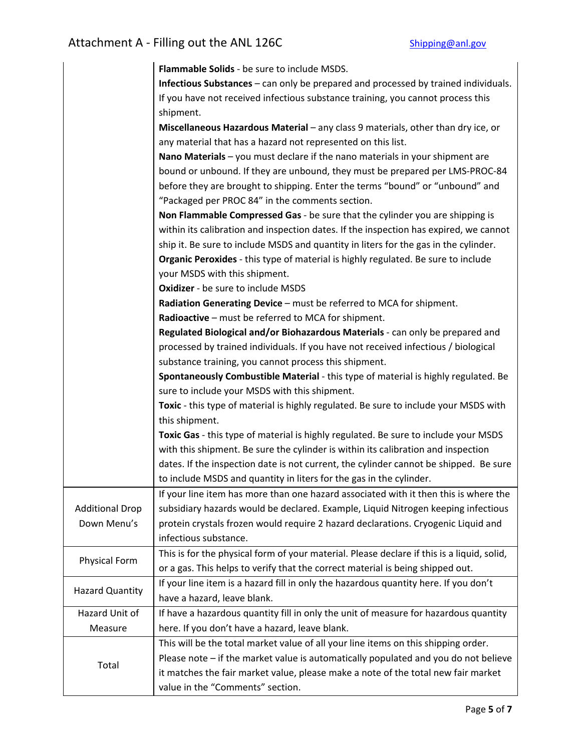| | |
|---|---|
| | **Flammable Solids** - be sure to include MSDS.<br>**Infectious Substances** – can only be prepared and processed by trained individuals. If you have not received infectious substance training, you cannot process this shipment.<br>**Miscellaneous Hazardous Material** – any class 9 materials, other than dry ice, or any material that has a hazard not represented on this list.<br>**Nano Materials** – you must declare if the nano materials in your shipment are bound or unbound. If they are unbound, they must be prepared per LMS-PROC-84 before they are brought to shipping. Enter the terms "bound" or "unbound" and "Packaged per PROC 84" in the comments section.<br>**Non Flammable Compressed Gas** - be sure that the cylinder you are shipping is within its calibration and inspection dates. If the inspection has expired, we cannot ship it. Be sure to include MSDS and quantity in liters for the gas in the cylinder.<br>**Organic Peroxides** - this type of material is highly regulated. Be sure to include your MSDS with this shipment.<br>**Oxidizer** - be sure to include MSDS<br>**Radiation Generating Device** – must be referred to MCA for shipment.<br>**Radioactive** – must be referred to MCA for shipment.<br>**Regulated Biological and/or Biohazardous Materials** - can only be prepared and processed by trained individuals. If you have not received infectious / biological substance training, you cannot process this shipment.<br>**Spontaneously Combustible Material** - this type of material is highly regulated. Be sure to include your MSDS with this shipment.<br>**Toxic** - this type of material is highly regulated. Be sure to include your MSDS with this shipment.<br>**Toxic Gas** - this type of material is highly regulated. Be sure to include your MSDS with this shipment. Be sure the cylinder is within its calibration and inspection dates. If the inspection date is not current, the cylinder cannot be shipped. Be sure to include MSDS and quantity in liters for the gas in the cylinder. |
| Additional Drop Down Menu's | If your line item has more than one hazard associated with it then this is where the subsidiary hazards would be declared. Example, Liquid Nitrogen keeping infectious protein crystals frozen would require 2 hazard declarations. Cryogenic Liquid and infectious substance. |
| Physical Form | This is for the physical form of your material. Please declare if this is a liquid, solid, or a gas. This helps to verify that the correct material is being shipped out. |
| Hazard Quantity | If your line item is a hazard fill in only the hazardous quantity here. If you don't have a hazard, leave blank. |
| Hazard Unit of Measure | If have a hazardous quantity fill in only the unit of measure for hazardous quantity here. If you don't have a hazard, leave blank. |
| Total | This will be the total market value of all your line items on this shipping order. Please note – if the market value is automatically populated and you do not believe it matches the fair market value, please make a note of the total new fair market value in the "Comments" section. |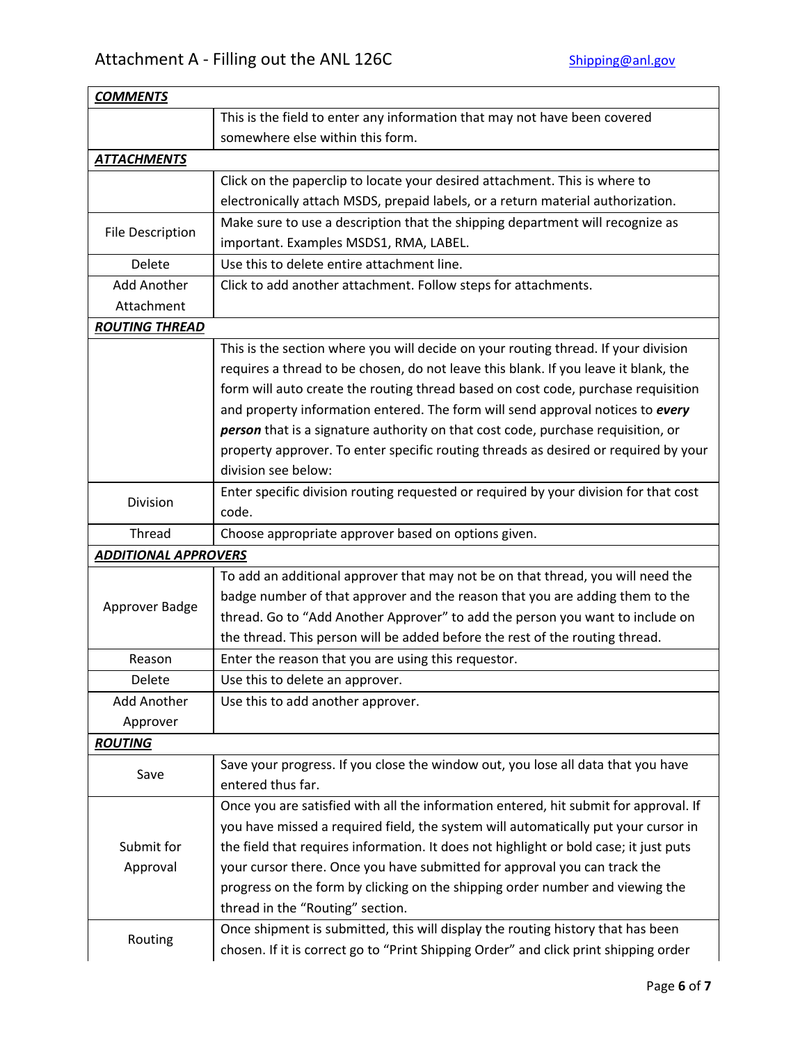| ***COMMENTS*** | |
|---|---|
| | This is the field to enter any information that may not have been covered somewhere else within this form. |
| ***ATTACHMENTS*** | |
| | Click on the paperclip to locate your desired attachment. This is where to electronically attach MSDS, prepaid labels, or a return material authorization. |
| File Description | Make sure to use a description that the shipping department will recognize as important. Examples MSDS1, RMA, LABEL. |
| Delete | Use this to delete entire attachment line. |
| Add Another Attachment | Click to add another attachment. Follow steps for attachments. |
| ***ROUTING THREAD*** | |
| | This is the section where you will decide on your routing thread. If your division requires a thread to be chosen, do not leave this blank. If you leave it blank, the form will auto create the routing thread based on cost code, purchase requisition and property information entered. The form will send approval notices to ***every person*** that is a signature authority on that cost code, purchase requisition, or property approver. To enter specific routing threads as desired or required by your division see below: |
| Division | Enter specific division routing requested or required by your division for that cost code. |
| Thread | Choose appropriate approver based on options given. |
| ***ADDITIONAL APPROVERS*** | |
| Approver Badge | To add an additional approver that may not be on that thread, you will need the badge number of that approver and the reason that you are adding them to the thread. Go to "Add Another Approver" to add the person you want to include on the thread. This person will be added before the rest of the routing thread. |
| Reason | Enter the reason that you are using this requestor. |
| Delete | Use this to delete an approver. |
| Add Another Approver | Use this to add another approver. |
| ***ROUTING*** | |
| Save | Save your progress. If you close the window out, you lose all data that you have entered thus far. |
| Submit for Approval | Once you are satisfied with all the information entered, hit submit for approval. If you have missed a required field, the system will automatically put your cursor in the field that requires information. It does not highlight or bold case; it just puts your cursor there. Once you have submitted for approval you can track the progress on the form by clicking on the shipping order number and viewing the thread in the "Routing" section. |
| Routing | Once shipment is submitted, this will display the routing history that has been chosen. If it is correct go to "Print Shipping Order" and click print shipping order |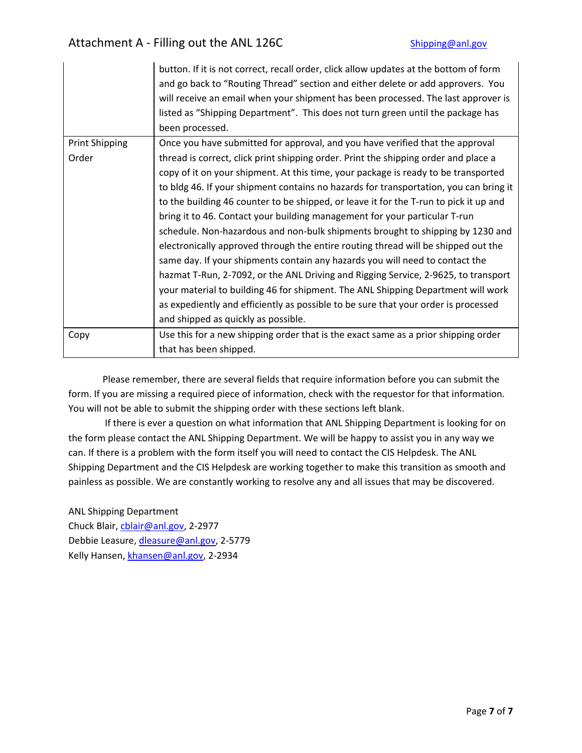| | |
|---|---|
| | button. If it is not correct, recall order, click allow updates at the bottom of form and go back to "Routing Thread" section and either delete or add approvers. You will receive an email when your shipment has been processed. The last approver is listed as "Shipping Department". This does not turn green until the package has been processed. |
| Print Shipping Order | Once you have submitted for approval, and you have verified that the approval thread is correct, click print shipping order. Print the shipping order and place a copy of it on your shipment. At this time, your package is ready to be transported to bldg 46. If your shipment contains no hazards for transportation, you can bring it to the building 46 counter to be shipped, or leave it for the T-run to pick it up and bring it to 46. Contact your building management for your particular T-run schedule. Non-hazardous and non-bulk shipments brought to shipping by 1230 and electronically approved through the entire routing thread will be shipped out the same day. If your shipments contain any hazards you will need to contact the hazmat T-Run, 2-7092, or the ANL Driving and Rigging Service, 2-9625, to transport your material to building 46 for shipment. The ANL Shipping Department will work as expediently and efficiently as possible to be sure that your order is processed and shipped as quickly as possible. |
| Copy | Use this for a new shipping order that is the exact same as a prior shipping order that has been shipped. |

Please remember, there are several fields that require information before you can submit the form. If you are missing a required piece of information, check with the requestor for that information. You will not be able to submit the shipping order with these sections left blank.

If there is ever a question on what information that ANL Shipping Department is looking for on the form please contact the ANL Shipping Department. We will be happy to assist you in any way we can. If there is a problem with the form itself you will need to contact the CIS Helpdesk. The ANL Shipping Department and the CIS Helpdesk are working together to make this transition as smooth and painless as possible. We are constantly working to resolve any and all issues that may be discovered.

ANL Shipping Department
Chuck Blair, cblair@anl.gov, 2-2977
Debbie Leasure, dleasure@anl.gov, 2-5779
Kelly Hansen, khansen@anl.gov, 2-2934